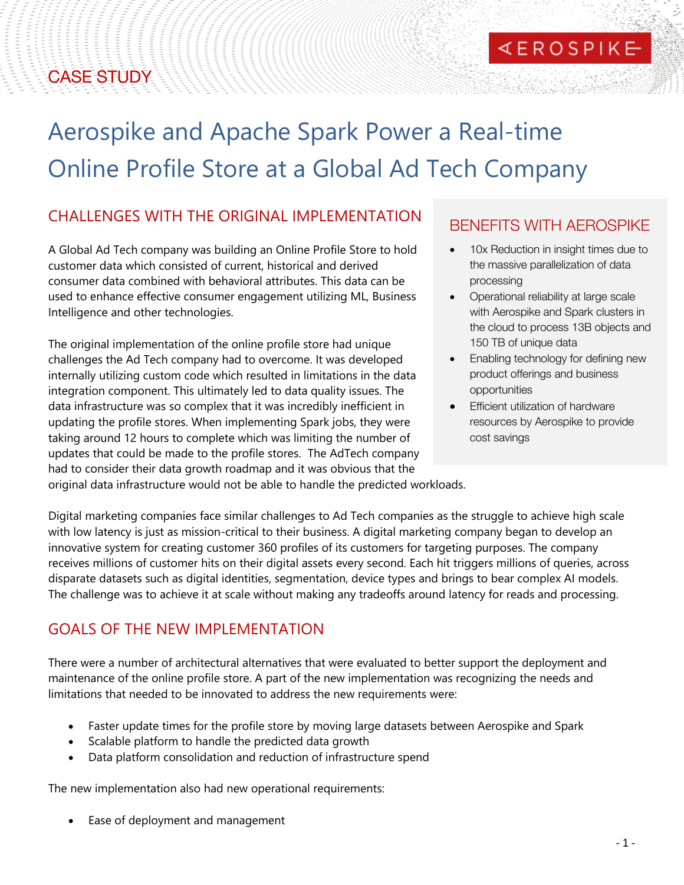CASE STUDY

# Aerospike and Apache Spark Power a Real-time Online Profile Store at a Global Ad Tech Company

## CHALLENGES WITH THE ORIGINAL IMPLEMENTATION

A Global Ad Tech company was building an Online Profile Store to hold customer data which consisted of current, historical and derived consumer data combined with behavioral attributes. This data can be used to enhance effective consumer engagement utilizing ML, Business Intelligence and other technologies.

The original implementation of the online profile store had unique challenges the Ad Tech company had to overcome. It was developed internally utilizing custom code which resulted in limitations in the data integration component. This ultimately led to data quality issues. The data infrastructure was so complex that it was incredibly inefficient in updating the profile stores. When implementing Spark jobs, they were taking around 12 hours to complete which was limiting the number of updates that could be made to the profile stores. The AdTech company had to consider their data growth roadmap and it was obvious that the original data infrastructure would not be able to handle the predicted workloads.

## BENEFITS WITH AEROSPIKE

- 10x Reduction in insight times due to the massive parallelization of data processing
- Operational reliability at large scale with Aerospike and Spark clusters in the cloud to process 13B objects and 150 TB of unique data
- Enabling technology for defining new product offerings and business opportunities
- Efficient utilization of hardware resources by Aerospike to provide cost savings

Digital marketing companies face similar challenges to Ad Tech companies as the struggle to achieve high scale with low latency is just as mission-critical to their business. A digital marketing company began to develop an innovative system for creating customer 360 profiles of its customers for targeting purposes. The company receives millions of customer hits on their digital assets every second. Each hit triggers millions of queries, across disparate datasets such as digital identities, segmentation, device types and brings to bear complex AI models. The challenge was to achieve it at scale without making any tradeoffs around latency for reads and processing.

## GOALS OF THE NEW IMPLEMENTATION

There were a number of architectural alternatives that were evaluated to better support the deployment and maintenance of the online profile store. A part of the new implementation was recognizing the needs and limitations that needed to be innovated to address the new requirements were:

- Faster update times for the profile store by moving large datasets between Aerospike and Spark
- Scalable platform to handle the predicted data growth
- Data platform consolidation and reduction of infrastructure spend

The new implementation also had new operational requirements:

- Ease of deployment and management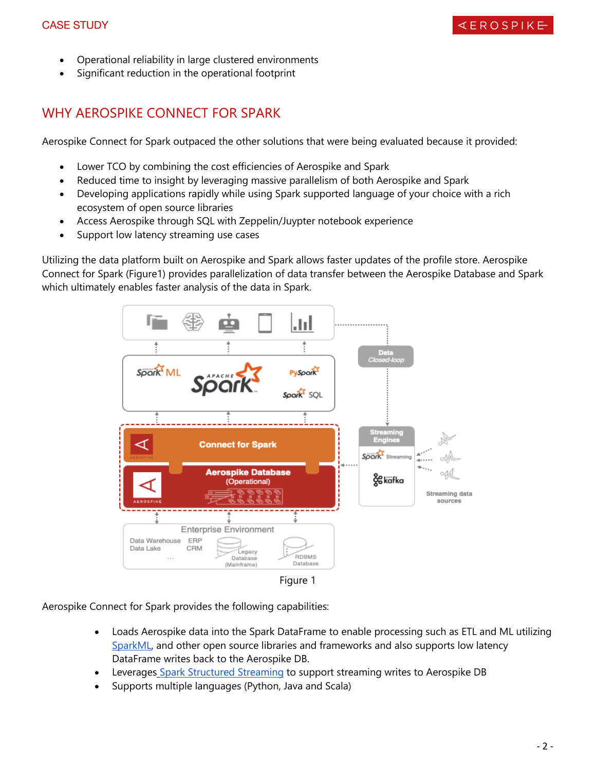- Operational reliability in large clustered environments
- Significant reduction in the operational footprint

## WHY AEROSPIKE CONNECT FOR SPARK

Aerospike Connect for Spark outpaced the other solutions that were being evaluated because it provided:

- Lower TCO by combining the cost efficiencies of Aerospike and Spark
- Reduced time to insight by leveraging massive parallelism of both Aerospike and Spark
- Developing applications rapidly while using Spark supported language of your choice with a rich ecosystem of open source libraries
- Access Aerospike through SQL with Zeppelin/Juypter notebook experience
- Support low latency streaming use cases

Utilizing the data platform built on Aerospike and Spark allows faster updates of the profile store. Aerospike Connect for Spark (Figure1) provides parallelization of data transfer between the Aerospike Database and Spark which ultimately enables faster analysis of the data in Spark.

Figure 1

Aerospike Connect for Spark provides the following capabilities:

- Loads Aerospike data into the Spark DataFrame to enable processing such as ETL and ML utilizing SparkML, and other open source libraries and frameworks and also supports low latency DataFrame writes back to the Aerospike DB.
- Leverages Spark Structured Streaming to support streaming writes to Aerospike DB
- Supports multiple languages (Python, Java and Scala)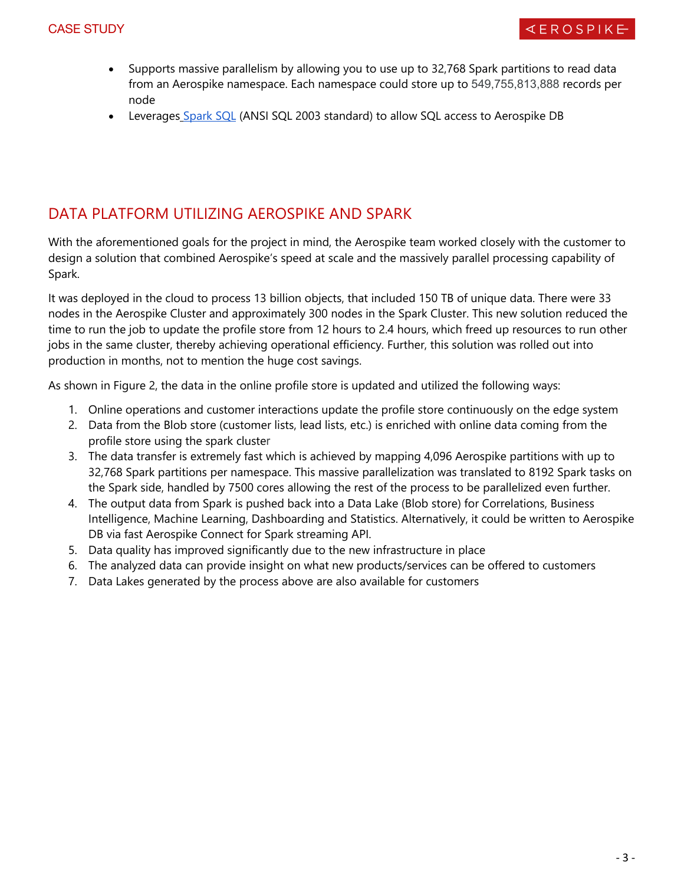- Supports massive parallelism by allowing you to use up to 32,768 Spark partitions to read data from an Aerospike namespace. Each namespace could store up to 549,755,813,888 records per node
- Leverages [Spark SQL](https://spark.apache.org/sql/) (ANSI SQL 2003 standard) to allow SQL access to Aerospike DB

## DATA PLATFORM UTILIZING AEROSPIKE AND SPARK

With the aforementioned goals for the project in mind, the Aerospike team worked closely with the customer to design a solution that combined Aerospike's speed at scale and the massively parallel processing capability of Spark.

It was deployed in the cloud to process 13 billion objects, that included 150 TB of unique data. There were 33 nodes in the Aerospike Cluster and approximately 300 nodes in the Spark Cluster. This new solution reduced the time to run the job to update the profile store from 12 hours to 2.4 hours, which freed up resources to run other jobs in the same cluster, thereby achieving operational efficiency. Further, this solution was rolled out into production in months, not to mention the huge cost savings.

As shown in Figure 2, the data in the online profile store is updated and utilized the following ways:

1. Online operations and customer interactions update the profile store continuously on the edge system
2. Data from the Blob store (customer lists, lead lists, etc.) is enriched with online data coming from the profile store using the spark cluster
3. The data transfer is extremely fast which is achieved by mapping 4,096 Aerospike partitions with up to 32,768 Spark partitions per namespace. This massive parallelization was translated to 8192 Spark tasks on the Spark side, handled by 7500 cores allowing the rest of the process to be parallelized even further.
4. The output data from Spark is pushed back into a Data Lake (Blob store) for Correlations, Business Intelligence, Machine Learning, Dashboarding and Statistics. Alternatively, it could be written to Aerospike DB via fast Aerospike Connect for Spark streaming API.
5. Data quality has improved significantly due to the new infrastructure in place
6. The analyzed data can provide insight on what new products/services can be offered to customers
7. Data Lakes generated by the process above are also available for customers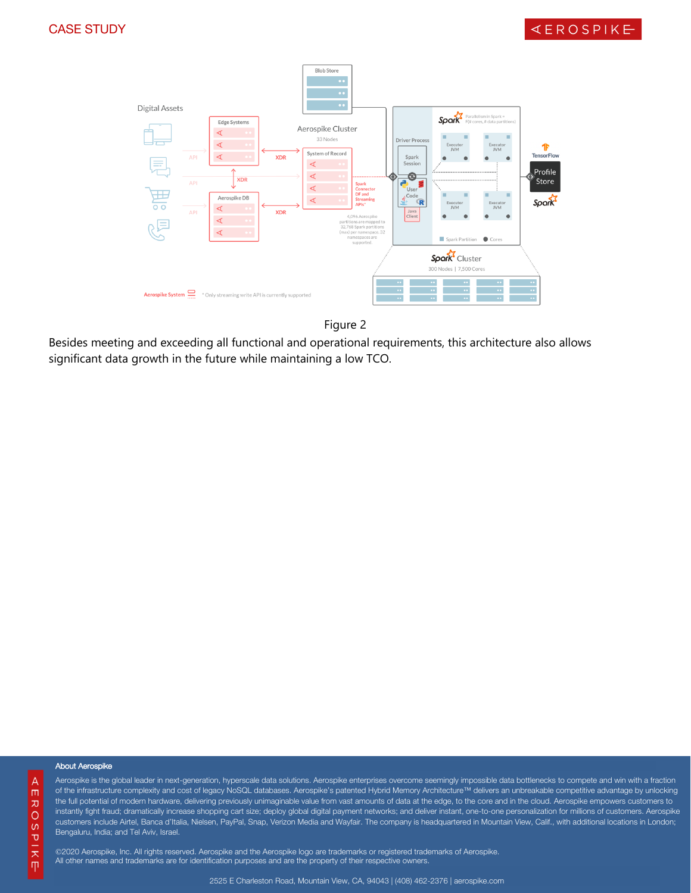Digital Assets

Edge Systems

Aerospike DB

API

API

API

XDR

XDR

XDR

Blob Store

Aerospike Cluster

33 Nodes

System of Record

Spark Connector DF and Streaming APIs*

4,096 Aerospike partitions are mapped to 32,768 Spark partitions (max) per namespace. 32 namespaces are supported.

Driver Process

Spark Session

User Code

Java Client

Spark

Parallelism in Spark = F(# cores, # data partitions)

Executor JVM

Executor JVM

Executor JVM

Executor JVM

Spark Partition

Cores

TensorFlow

Profile Store

Spark

Spark Cluster

300 Nodes | 7,500 Cores

Aerospike System

* Only streaming write API is currently supported

Figure 2

Besides meeting and exceeding all functional and operational requirements, this architecture also allows significant data growth in the future while maintaining a low TCO.

**About Aerospike**

Aerospike is the global leader in next-generation, hyperscale data solutions. Aerospike enterprises overcome seemingly impossible data bottlenecks to compete and win with a fraction of the infrastructure complexity and cost of legacy NoSQL databases. Aerospike's patented Hybrid Memory Architecture™ delivers an unbreakable competitive advantage by unlocking the full potential of modern hardware, delivering previously unimaginable value from vast amounts of data at the edge, to the core and in the cloud. Aerospike empowers customers to instantly fight fraud; dramatically increase shopping cart size; deploy global digital payment networks; and deliver instant, one-to-one personalization for millions of customers. Aerospike customers include Airtel, Banca d'Italia, Nielsen, PayPal, Snap, Verizon Media and Wayfair. The company is headquartered in Mountain View, Calif., with additional locations in London; Bengaluru, India; and Tel Aviv, Israel.

©2020 Aerospike, Inc. All rights reserved. Aerospike and the Aerospike logo are trademarks or registered trademarks of Aerospike. All other names and trademarks are for identification purposes and are the property of their respective owners.

2525 E Charleston Road, Mountain View, CA, 94043 | (408) 462-2376 | aerospike.com